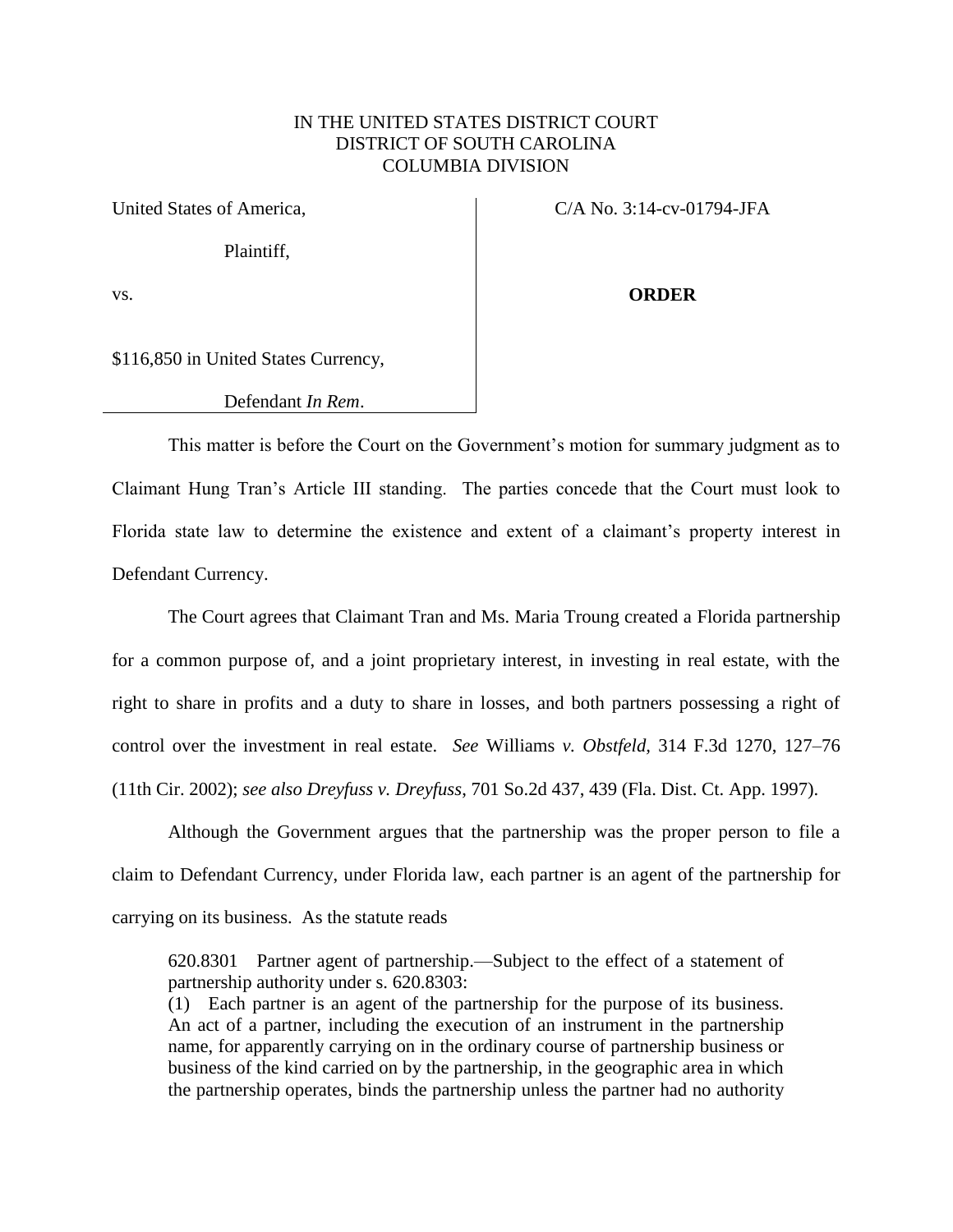IN THE UNITED STATES DISTRICT COURT
DISTRICT OF SOUTH CAROLINA
COLUMBIA DIVISION

| | |
|---|---|
| United States of America,<br><br>Plaintiff,<br><br>vs.<br><br>$116,850 in United States Currency,<br><br>Defendant *In Rem*. | C/A No. 3:14-cv-01794-JFA<br><br><br><br>**ORDER** |

This matter is before the Court on the Government's motion for summary judgment as to Claimant Hung Tran's Article III standing. The parties concede that the Court must look to Florida state law to determine the existence and extent of a claimant's property interest in Defendant Currency.

The Court agrees that Claimant Tran and Ms. Maria Troung created a Florida partnership for a common purpose of, and a joint proprietary interest, in investing in real estate, with the right to share in profits and a duty to share in losses, and both partners possessing a right of control over the investment in real estate. *See* Williams *v. Obstfeld,* 314 F.3d 1270, 127–76 (11th Cir. 2002); *see also Dreyfuss v. Dreyfuss*, 701 So.2d 437, 439 (Fla. Dist. Ct. App. 1997).

Although the Government argues that the partnership was the proper person to file a claim to Defendant Currency, under Florida law, each partner is an agent of the partnership for carrying on its business. As the statute reads

> 620.8301 Partner agent of partnership.—Subject to the effect of a statement of partnership authority under s. 620.8303:
> (1) Each partner is an agent of the partnership for the purpose of its business. An act of a partner, including the execution of an instrument in the partnership name, for apparently carrying on in the ordinary course of partnership business or business of the kind carried on by the partnership, in the geographic area in which the partnership operates, binds the partnership unless the partner had no authority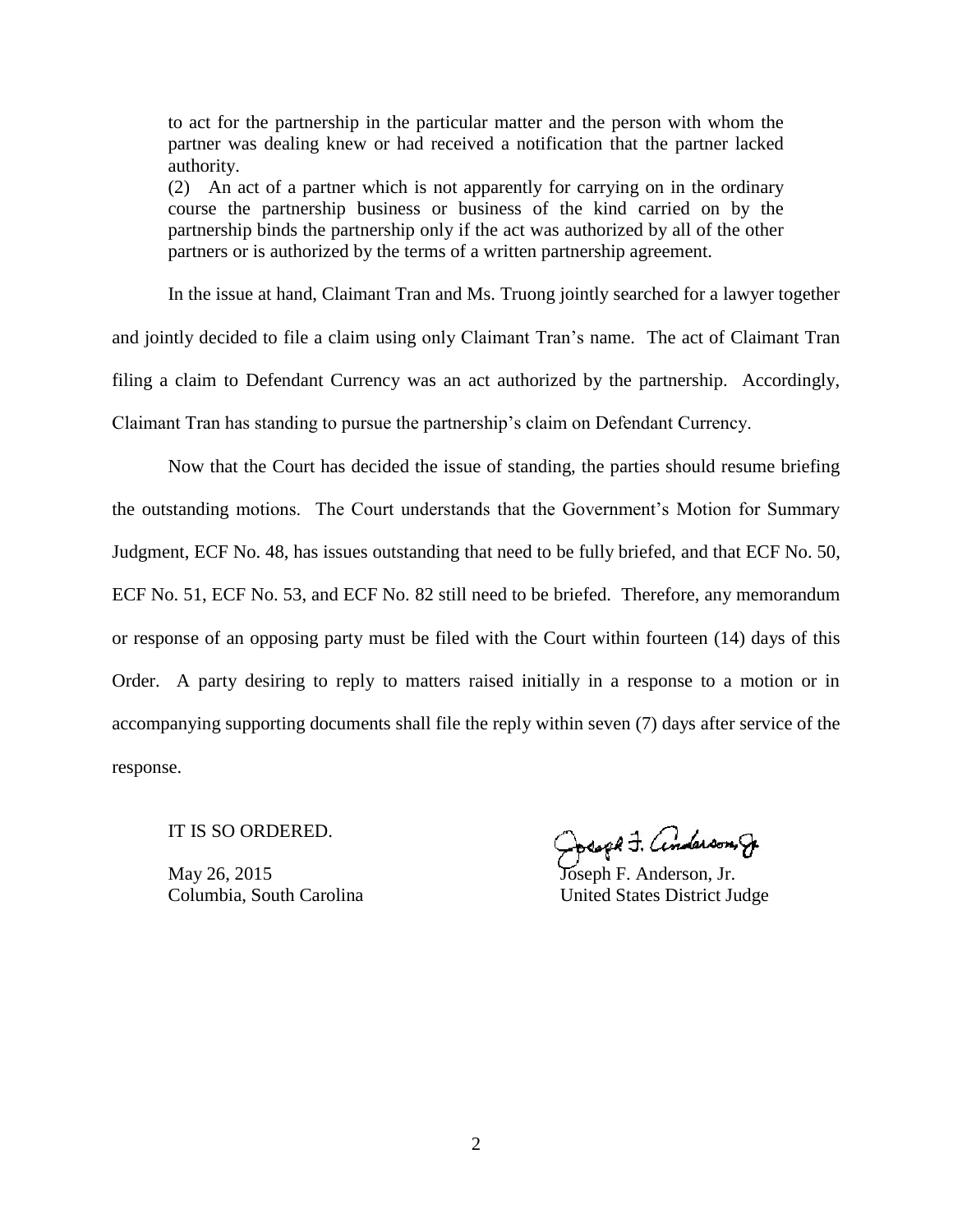to act for the partnership in the particular matter and the person with whom the partner was dealing knew or had received a notification that the partner lacked authority.

(2) An act of a partner which is not apparently for carrying on in the ordinary course the partnership business or business of the kind carried on by the partnership binds the partnership only if the act was authorized by all of the other partners or is authorized by the terms of a written partnership agreement.

In the issue at hand, Claimant Tran and Ms. Truong jointly searched for a lawyer together and jointly decided to file a claim using only Claimant Tran's name. The act of Claimant Tran filing a claim to Defendant Currency was an act authorized by the partnership. Accordingly, Claimant Tran has standing to pursue the partnership's claim on Defendant Currency.

Now that the Court has decided the issue of standing, the parties should resume briefing the outstanding motions. The Court understands that the Government's Motion for Summary Judgment, ECF No. 48, has issues outstanding that need to be fully briefed, and that ECF No. 50, ECF No. 51, ECF No. 53, and ECF No. 82 still need to be briefed. Therefore, any memorandum or response of an opposing party must be filed with the Court within fourteen (14) days of this Order. A party desiring to reply to matters raised initially in a response to a motion or in accompanying supporting documents shall file the reply within seven (7) days after service of the response.

IT IS SO ORDERED.

May 26, 2015
Columbia, South Carolina

Joseph F. Anderson, Jr.
United States District Judge